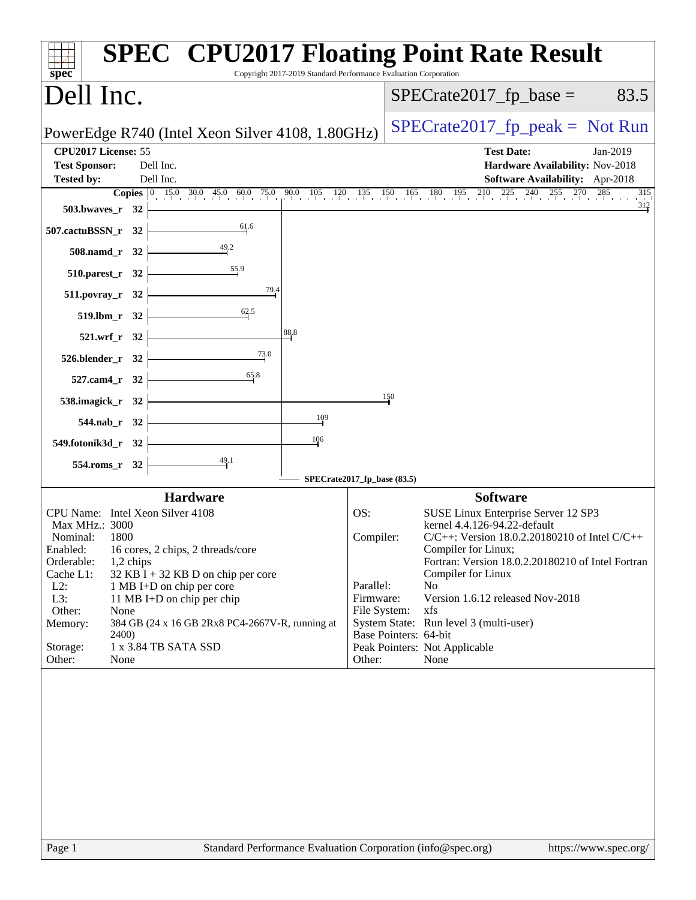# SPEC CPU2017 Floating Point Rate Result

Copyright 2017-2019 Standard Performance Evaluation Corporation

## Dell Inc.

PowerEdge R740 (Intel Xeon Silver 4108, 1.80GHz)

SPECrate2017_fp_base = 83.5

SPECrate2017_fp_peak = Not Run

| | | | |
|---|---|---|---|
| **CPU2017 License:** | 55 | **Test Date:** | Jan-2019 |
| **Test Sponsor:** | Dell Inc. | **Hardware Availability:** | Nov-2018 |
| **Tested by:** | Dell Inc. | **Software Availability:** | Apr-2018 |

| Benchmark | Copies | Base Result |
|---|---|---|
| 503.bwaves_r | 32 | 312 |
| 507.cactuBSSN_r | 32 | 61.6 |
| 508.namd_r | 32 | 49.2 |
| 510.parest_r | 32 | 55.9 |
| 511.povray_r | 32 | 79.4 |
| 519.lbm_r | 32 | 62.5 |
| 521.wrf_r | 32 | 88.8 |
| 526.blender_r | 32 | 73.0 |
| 527.cam4_r | 32 | 65.8 |
| 538.imagick_r | 32 | 150 |
| 544.nab_r | 32 | 109 |
| 549.fotonik3d_r | 32 | 106 |
| 554.roms_r | 32 | 49.1 |

SPECrate2017_fp_base (83.5)

### Hardware

| | |
|---|---|
| CPU Name: | Intel Xeon Silver 4108 |
| Max MHz.: | 3000 |
| Nominal: | 1800 |
| Enabled: | 16 cores, 2 chips, 2 threads/core |
| Orderable: | 1,2 chips |
| Cache L1: | 32 KB I + 32 KB D on chip per core |
| L2: | 1 MB I+D on chip per core |
| L3: | 11 MB I+D on chip per chip |
| Other: | None |
| Memory: | 384 GB (24 x 16 GB 2Rx8 PC4-2667V-R, running at 2400) |
| Storage: | 1 x 3.84 TB SATA SSD |
| Other: | None |

### Software

| | |
|---|---|
| OS: | SUSE Linux Enterprise Server 12 SP3 kernel 4.4.126-94.22-default |
| Compiler: | C/C++: Version 18.0.2.20180210 of Intel C/C++ Compiler for Linux; Fortran: Version 18.0.2.20180210 of Intel Fortran Compiler for Linux |
| Parallel: | No |
| Firmware: | Version 1.6.12 released Nov-2018 |
| File System: | xfs |
| System State: | Run level 3 (multi-user) |
| Base Pointers: | 64-bit |
| Peak Pointers: | Not Applicable |
| Other: | None |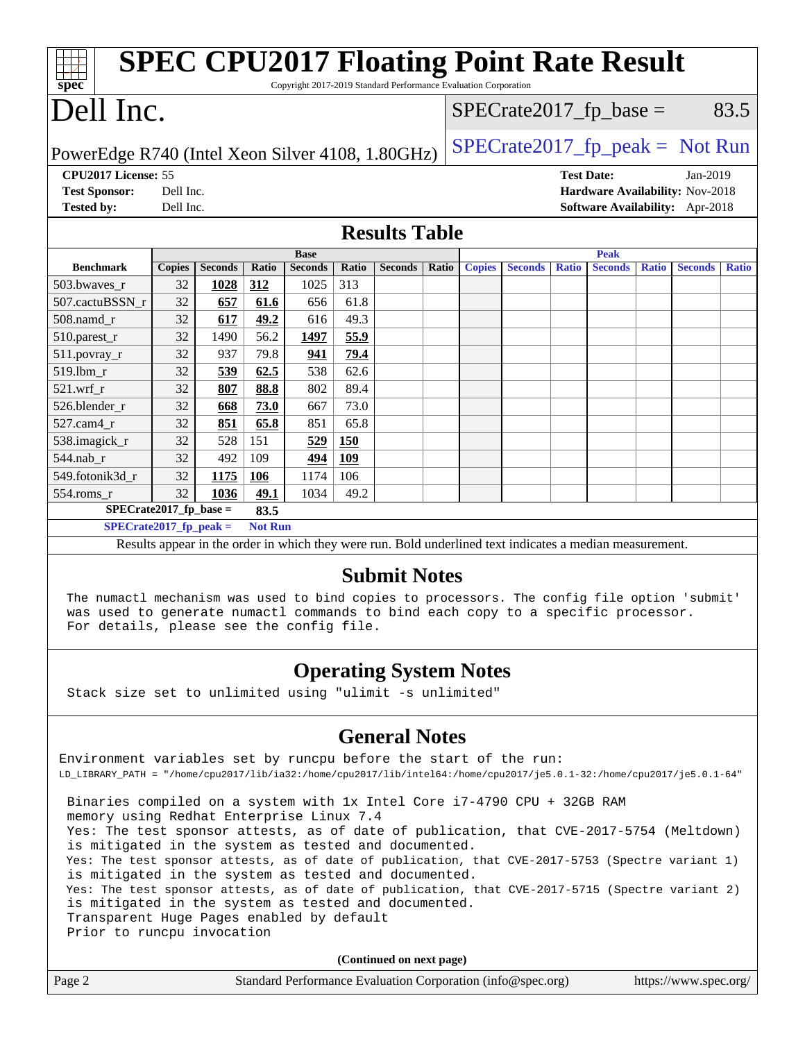# SPEC CPU2017 Floating Point Rate Result

Copyright 2017-2019 Standard Performance Evaluation Corporation

# Dell Inc.

PowerEdge R740 (Intel Xeon Silver 4108, 1.80GHz)

SPECrate2017_fp_base = 83.5

SPECrate2017_fp_peak = Not Run

**CPU2017 License:** 55
**Test Sponsor:** Dell Inc.
**Tested by:** Dell Inc.

**Test Date:** Jan-2019
**Hardware Availability:** Nov-2018
**Software Availability:** Apr-2018

## Results Table

| Benchmark | Base | | | | | | | Peak | | | | | | |
|---|---|---|---|---|---|---|---|---|---|---|---|---|---|---|
| | Copies | Seconds | Ratio | Seconds | Ratio | Seconds | Ratio | Copies | Seconds | Ratio | Seconds | Ratio | Seconds | Ratio |
| 503.bwaves_r | 32 | **1028** | **312** | 1025 | 313 | | | | | | | | | |
| 507.cactuBSSN_r | 32 | **657** | **61.6** | 656 | 61.8 | | | | | | | | | |
| 508.namd_r | 32 | **617** | **49.2** | 616 | 49.3 | | | | | | | | | |
| 510.parest_r | 32 | 1490 | 56.2 | **1497** | **55.9** | | | | | | | | | |
| 511.povray_r | 32 | 937 | 79.8 | **941** | **79.4** | | | | | | | | | |
| 519.lbm_r | 32 | **539** | **62.5** | 538 | 62.6 | | | | | | | | | |
| 521.wrf_r | 32 | **807** | **88.8** | 802 | 89.4 | | | | | | | | | |
| 526.blender_r | 32 | **668** | **73.0** | 667 | 73.0 | | | | | | | | | |
| 527.cam4_r | 32 | **851** | **65.8** | 851 | 65.8 | | | | | | | | | |
| 538.imagick_r | 32 | 528 | 151 | **529** | **150** | | | | | | | | | |
| 544.nab_r | 32 | 492 | 109 | **494** | **109** | | | | | | | | | |
| 549.fotonik3d_r | 32 | **1175** | **106** | 1174 | 106 | | | | | | | | | |
| 554.roms_r | 32 | **1036** | **49.1** | 1034 | 49.2 | | | | | | | | | |

**SPECrate2017_fp_base = 83.5**

**SPECrate2017_fp_peak = Not Run**

Results appear in the order in which they were run. Bold underlined text indicates a median measurement.

## Submit Notes

```
The numactl mechanism was used to bind copies to processors. The config file option 'submit'
was used to generate numactl commands to bind each copy to a specific processor.
For details, please see the config file.
```

## Operating System Notes

```
Stack size set to unlimited using "ulimit -s unlimited"
```

## General Notes

```
Environment variables set by runcpu before the start of the run:
LD_LIBRARY_PATH = "/home/cpu2017/lib/ia32:/home/cpu2017/lib/intel64:/home/cpu2017/je5.0.1-32:/home/cpu2017/je5.0.1-64"

 Binaries compiled on a system with 1x Intel Core i7-4790 CPU + 32GB RAM
 memory using Redhat Enterprise Linux 7.4
 Yes: The test sponsor attests, as of date of publication, that CVE-2017-5754 (Meltdown)
 is mitigated in the system as tested and documented.
 Yes: The test sponsor attests, as of date of publication, that CVE-2017-5753 (Spectre variant 1)
 is mitigated in the system as tested and documented.
 Yes: The test sponsor attests, as of date of publication, that CVE-2017-5715 (Spectre variant 2)
 is mitigated in the system as tested and documented.
 Transparent Huge Pages enabled by default
 Prior to runcpu invocation
```

**(Continued on next page)**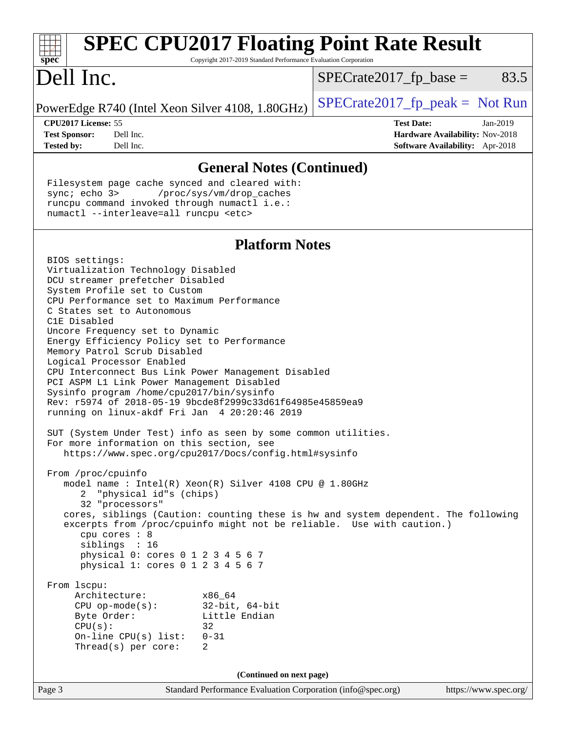## General Notes (Continued)

```
Filesystem page cache synced and cleared with:
sync; echo 3>       /proc/sys/vm/drop_caches
runcpu command invoked through numactl i.e.:
numactl --interleave=all runcpu <etc>
```

## Platform Notes

```
BIOS settings:
Virtualization Technology Disabled
DCU streamer prefetcher Disabled
System Profile set to Custom
CPU Performance set to Maximum Performance
C States set to Autonomous
C1E Disabled
Uncore Frequency set to Dynamic
Energy Efficiency Policy set to Performance
Memory Patrol Scrub Disabled
Logical Processor Enabled
CPU Interconnect Bus Link Power Management Disabled
PCI ASPM L1 Link Power Management Disabled
Sysinfo program /home/cpu2017/bin/sysinfo
Rev: r5974 of 2018-05-19 9bcde8f2999c33d61f64985e45859ea9
running on linux-akdf Fri Jan  4 20:20:46 2019

SUT (System Under Test) info as seen by some common utilities.
For more information on this section, see
   https://www.spec.org/cpu2017/Docs/config.html#sysinfo

From /proc/cpuinfo
   model name : Intel(R) Xeon(R) Silver 4108 CPU @ 1.80GHz
      2  "physical id"s (chips)
      32 "processors"
   cores, siblings (Caution: counting these is hw and system dependent. The following
   excerpts from /proc/cpuinfo might not be reliable.  Use with caution.)
      cpu cores : 8
      siblings  : 16
      physical 0: cores 0 1 2 3 4 5 6 7
      physical 1: cores 0 1 2 3 4 5 6 7

From lscpu:
     Architecture:          x86_64
     CPU op-mode(s):        32-bit, 64-bit
     Byte Order:            Little Endian
     CPU(s):                32
     On-line CPU(s) list:   0-31
     Thread(s) per core:    2
```

(Continued on next page)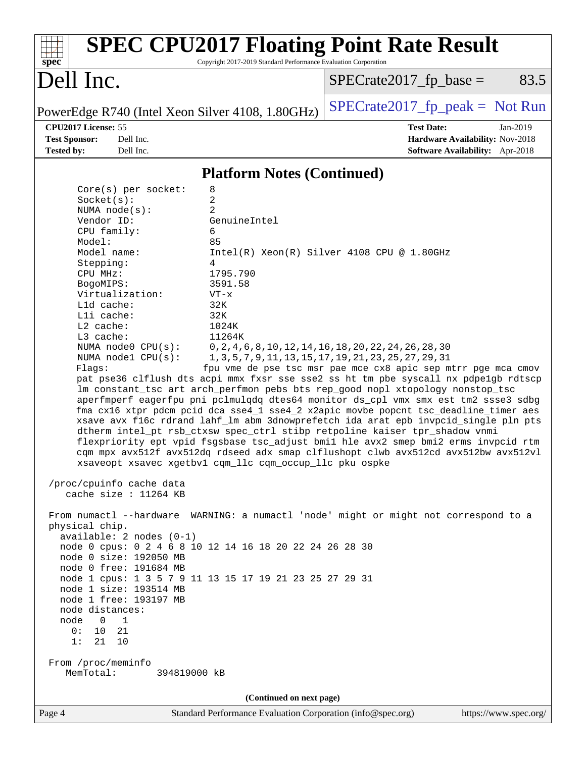# SPEC CPU2017 Floating Point Rate Result

Copyright 2017-2019 Standard Performance Evaluation Corporation

## Dell Inc.

PowerEdge R740 (Intel Xeon Silver 4108, 1.80GHz)

SPECrate2017_fp_base = 83.5

SPECrate2017_fp_peak = Not Run

**CPU2017 License:** 55
**Test Sponsor:** Dell Inc.
**Tested by:** Dell Inc.

**Test Date:** Jan-2019
**Hardware Availability:** Nov-2018
**Software Availability:** Apr-2018

### Platform Notes (Continued)

```
    Core(s) per socket:    8
    Socket(s):             2
    NUMA node(s):          2
    Vendor ID:             GenuineIntel
    CPU family:            6
    Model:                 85
    Model name:            Intel(R) Xeon(R) Silver 4108 CPU @ 1.80GHz
    Stepping:              4
    CPU MHz:               1795.790
    BogoMIPS:              3591.58
    Virtualization:        VT-x
    L1d cache:             32K
    L1i cache:             32K
    L2 cache:              1024K
    L3 cache:              11264K
    NUMA node0 CPU(s):     0,2,4,6,8,10,12,14,16,18,20,22,24,26,28,30
    NUMA node1 CPU(s):     1,3,5,7,9,11,13,15,17,19,21,23,25,27,29,31
    Flags:                 fpu vme de pse tsc msr pae mce cx8 apic sep mtrr pge mca cmov
    pat pse36 clflush dts acpi mmx fxsr sse sse2 ss ht tm pbe syscall nx pdpe1gb rdtscp
    lm constant_tsc art arch_perfmon pebs bts rep_good nopl xtopology nonstop_tsc
    aperfmperf eagerfpu pni pclmulqdq dtes64 monitor ds_cpl vmx smx est tm2 ssse3 sdbg
    fma cx16 xtpr pdcm pcid dca sse4_1 sse4_2 x2apic movbe popcnt tsc_deadline_timer aes
    xsave avx f16c rdrand lahf_lm abm 3dnowprefetch ida arat epb invpcid_single pln pts
    dtherm intel_pt rsb_ctxsw spec_ctrl stibp retpoline kaiser tpr_shadow vnmi
    flexpriority ept vpid fsgsbase tsc_adjust bmi1 hle avx2 smep bmi2 erms invpcid rtm
    cqm mpx avx512f avx512dq rdseed adx smap clflushopt clwb avx512cd avx512bw avx512vl
    xsaveopt xsavec xgetbv1 cqm_llc cqm_occup_llc pku ospke

 /proc/cpuinfo cache data
    cache size : 11264 KB

 From numactl --hardware  WARNING: a numactl 'node' might or might not correspond to a
 physical chip.
   available: 2 nodes (0-1)
   node 0 cpus: 0 2 4 6 8 10 12 14 16 18 20 22 24 26 28 30
   node 0 size: 192050 MB
   node 0 free: 191684 MB
   node 1 cpus: 1 3 5 7 9 11 13 15 17 19 21 23 25 27 29 31
   node 1 size: 193514 MB
   node 1 free: 193197 MB
   node distances:
   node   0   1
     0:  10  21
     1:  21  10

 From /proc/meminfo
    MemTotal:       394819000 kB
```

**(Continued on next page)**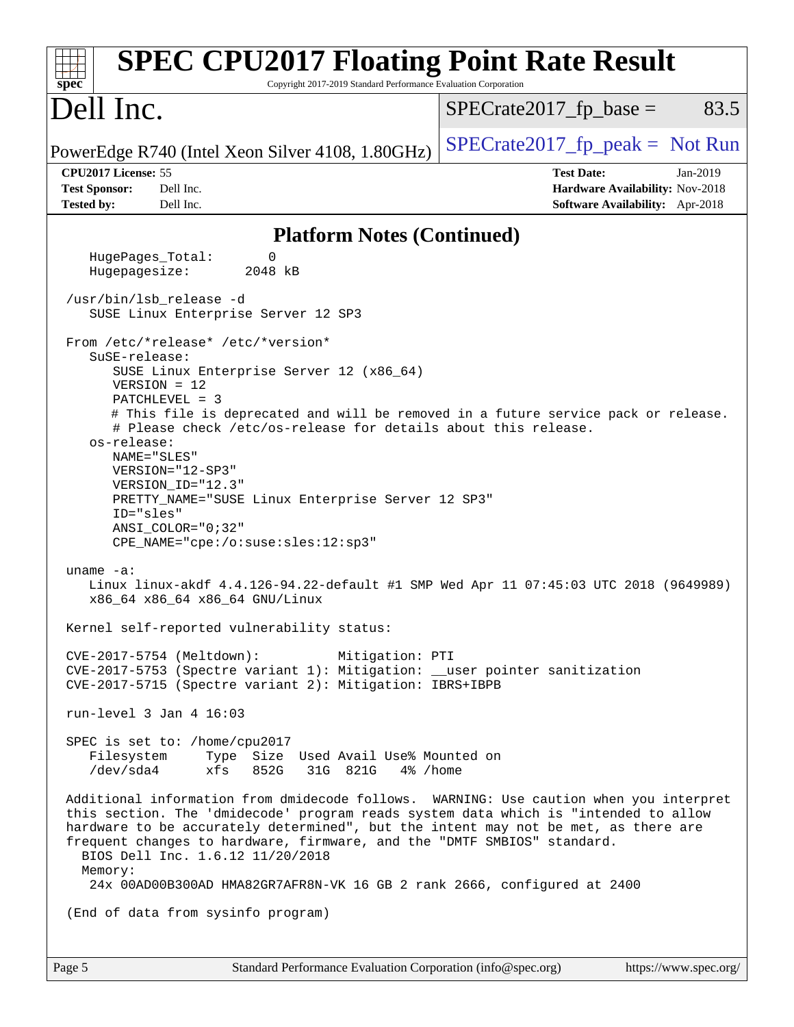## Platform Notes (Continued)

```
    HugePages_Total:       0
    Hugepagesize:       2048 kB

 /usr/bin/lsb_release -d
    SUSE Linux Enterprise Server 12 SP3

 From /etc/*release* /etc/*version*
    SuSE-release:
       SUSE Linux Enterprise Server 12 (x86_64)
       VERSION = 12
       PATCHLEVEL = 3
       # This file is deprecated and will be removed in a future service pack or release.
       # Please check /etc/os-release for details about this release.
    os-release:
       NAME="SLES"
       VERSION="12-SP3"
       VERSION_ID="12.3"
       PRETTY_NAME="SUSE Linux Enterprise Server 12 SP3"
       ID="sles"
       ANSI_COLOR="0;32"
       CPE_NAME="cpe:/o:suse:sles:12:sp3"

 uname -a:
    Linux linux-akdf 4.4.126-94.22-default #1 SMP Wed Apr 11 07:45:03 UTC 2018 (9649989)
    x86_64 x86_64 x86_64 GNU/Linux

 Kernel self-reported vulnerability status:

 CVE-2017-5754 (Meltdown):          Mitigation: PTI
 CVE-2017-5753 (Spectre variant 1): Mitigation: __user pointer sanitization
 CVE-2017-5715 (Spectre variant 2): Mitigation: IBRS+IBPB

 run-level 3 Jan 4 16:03

 SPEC is set to: /home/cpu2017
    Filesystem     Type  Size  Used Avail Use% Mounted on
    /dev/sda4      xfs   852G   31G  821G   4% /home

 Additional information from dmidecode follows.  WARNING: Use caution when you interpret
 this section. The 'dmidecode' program reads system data which is "intended to allow
 hardware to be accurately determined", but the intent may not be met, as there are
 frequent changes to hardware, firmware, and the "DMTF SMBIOS" standard.
   BIOS Dell Inc. 1.6.12 11/20/2018
   Memory:
    24x 00AD00B300AD HMA82GR7AFR8N-VK 16 GB 2 rank 2666, configured at 2400

 (End of data from sysinfo program)
```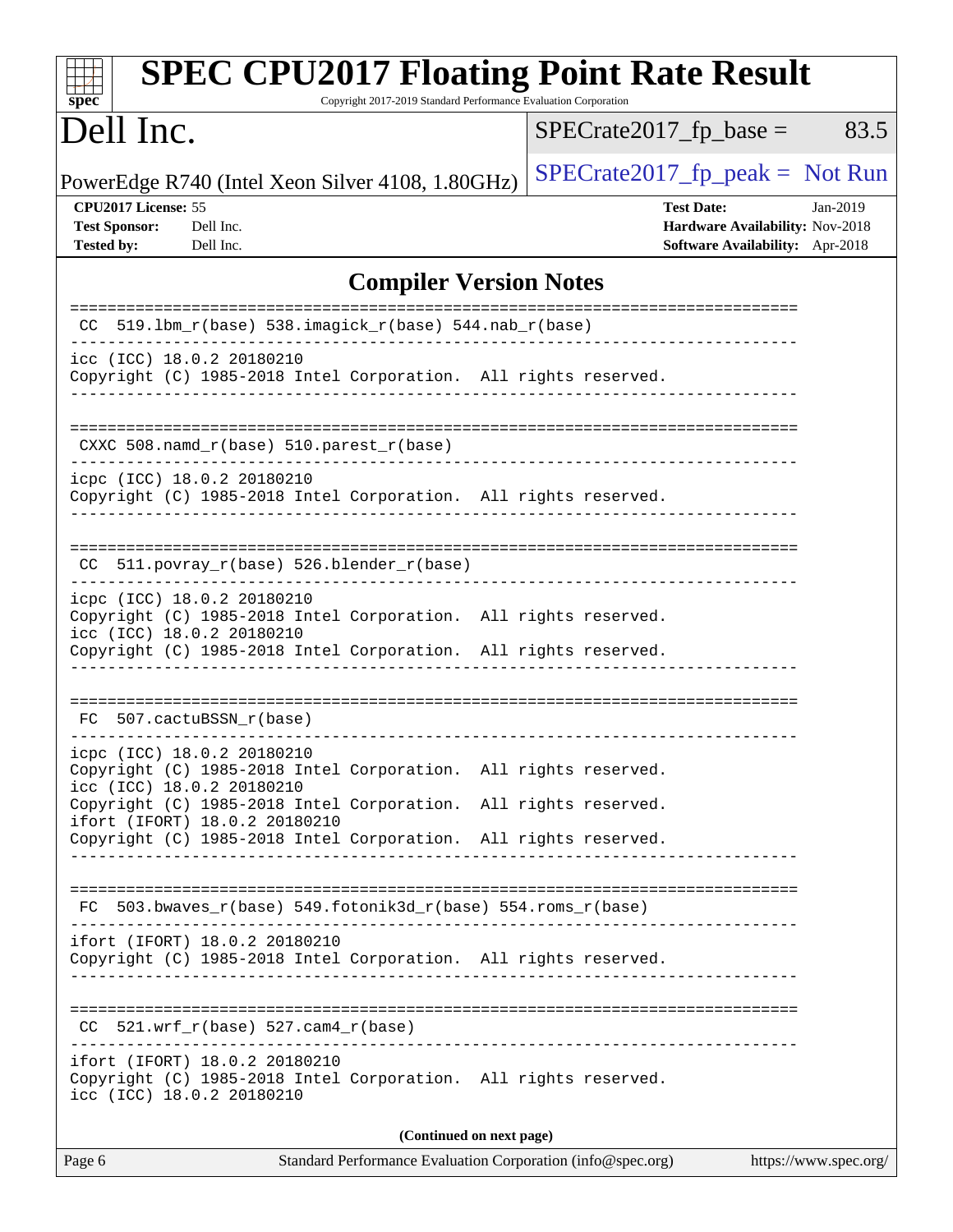## Compiler Version Notes

```
==============================================================================
 CC  519.lbm_r(base) 538.imagick_r(base) 544.nab_r(base)
------------------------------------------------------------------------------
icc (ICC) 18.0.2 20180210
Copyright (C) 1985-2018 Intel Corporation.  All rights reserved.
------------------------------------------------------------------------------

==============================================================================
 CXXC 508.namd_r(base) 510.parest_r(base)
------------------------------------------------------------------------------
icpc (ICC) 18.0.2 20180210
Copyright (C) 1985-2018 Intel Corporation.  All rights reserved.
------------------------------------------------------------------------------

==============================================================================
 CC  511.povray_r(base) 526.blender_r(base)
------------------------------------------------------------------------------
icpc (ICC) 18.0.2 20180210
Copyright (C) 1985-2018 Intel Corporation.  All rights reserved.
icc (ICC) 18.0.2 20180210
Copyright (C) 1985-2018 Intel Corporation.  All rights reserved.
------------------------------------------------------------------------------

==============================================================================
 FC  507.cactuBSSN_r(base)
------------------------------------------------------------------------------
icpc (ICC) 18.0.2 20180210
Copyright (C) 1985-2018 Intel Corporation.  All rights reserved.
icc (ICC) 18.0.2 20180210
Copyright (C) 1985-2018 Intel Corporation.  All rights reserved.
ifort (IFORT) 18.0.2 20180210
Copyright (C) 1985-2018 Intel Corporation.  All rights reserved.
------------------------------------------------------------------------------

==============================================================================
 FC  503.bwaves_r(base) 549.fotonik3d_r(base) 554.roms_r(base)
------------------------------------------------------------------------------
ifort (IFORT) 18.0.2 20180210
Copyright (C) 1985-2018 Intel Corporation.  All rights reserved.
------------------------------------------------------------------------------

==============================================================================
 CC  521.wrf_r(base) 527.cam4_r(base)
------------------------------------------------------------------------------
ifort (IFORT) 18.0.2 20180210
Copyright (C) 1985-2018 Intel Corporation.  All rights reserved.
icc (ICC) 18.0.2 20180210
```

**(Continued on next page)**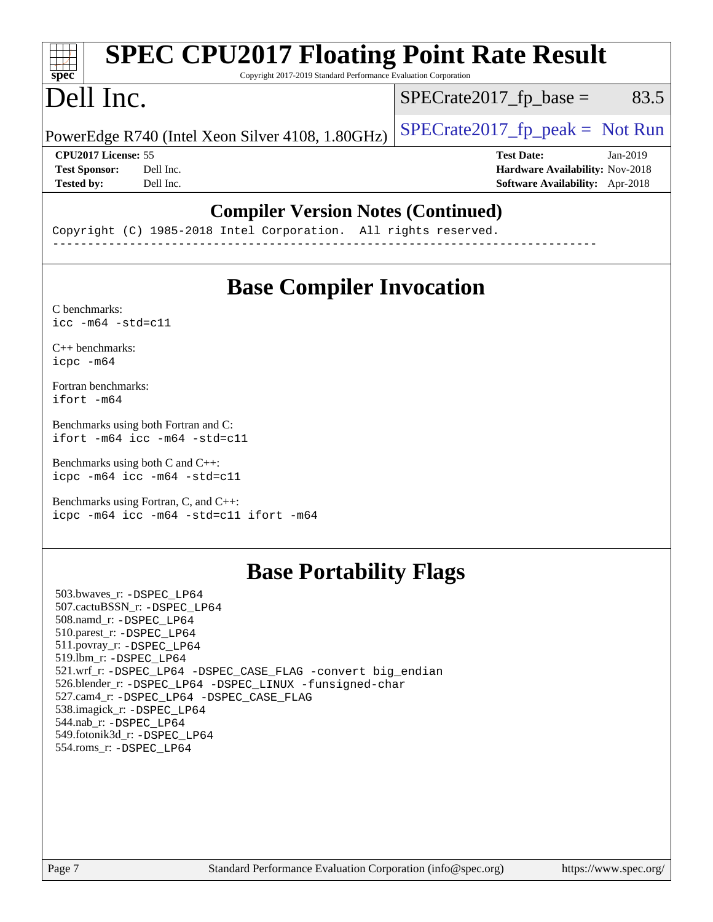# SPEC CPU2017 Floating Point Rate Result

Copyright 2017-2019 Standard Performance Evaluation Corporation

# Dell Inc.

PowerEdge R740 (Intel Xeon Silver 4108, 1.80GHz)

SPECrate2017_fp_base = 83.5

SPECrate2017_fp_peak = Not Run

**CPU2017 License:** 55
**Test Sponsor:** Dell Inc.
**Tested by:** Dell Inc.

**Test Date:** Jan-2019
**Hardware Availability:** Nov-2018
**Software Availability:** Apr-2018

## Compiler Version Notes (Continued)

```
Copyright (C) 1985-2018 Intel Corporation.  All rights reserved.
------------------------------------------------------------------------------
```

## Base Compiler Invocation

C benchmarks:
```
icc -m64 -std=c11
```

C++ benchmarks:
```
icpc -m64
```

Fortran benchmarks:
```
ifort -m64
```

Benchmarks using both Fortran and C:
```
ifort -m64 icc -m64 -std=c11
```

Benchmarks using both C and C++:
```
icpc -m64 icc -m64 -std=c11
```

Benchmarks using Fortran, C, and C++:
```
icpc -m64 icc -m64 -std=c11 ifort -m64
```

## Base Portability Flags

503.bwaves_r: -DSPEC_LP64
507.cactuBSSN_r: -DSPEC_LP64
508.namd_r: -DSPEC_LP64
510.parest_r: -DSPEC_LP64
511.povray_r: -DSPEC_LP64
519.lbm_r: -DSPEC_LP64
521.wrf_r: -DSPEC_LP64 -DSPEC_CASE_FLAG -convert big_endian
526.blender_r: -DSPEC_LP64 -DSPEC_LINUX -funsigned-char
527.cam4_r: -DSPEC_LP64 -DSPEC_CASE_FLAG
538.imagick_r: -DSPEC_LP64
544.nab_r: -DSPEC_LP64
549.fotonik3d_r: -DSPEC_LP64
554.roms_r: -DSPEC_LP64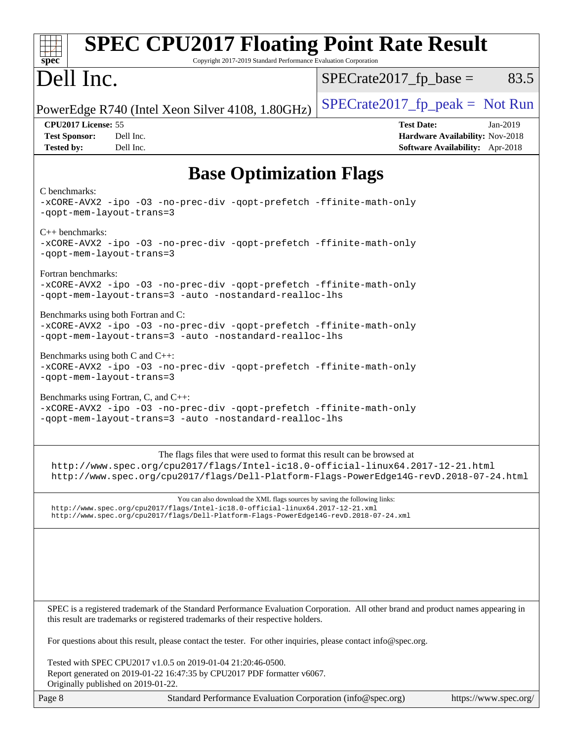# Base Optimization Flags

C benchmarks:
```
-xCORE-AVX2 -ipo -O3 -no-prec-div -qopt-prefetch -ffinite-math-only
-qopt-mem-layout-trans=3
```

C++ benchmarks:
```
-xCORE-AVX2 -ipo -O3 -no-prec-div -qopt-prefetch -ffinite-math-only
-qopt-mem-layout-trans=3
```

Fortran benchmarks:
```
-xCORE-AVX2 -ipo -O3 -no-prec-div -qopt-prefetch -ffinite-math-only
-qopt-mem-layout-trans=3 -auto -nostandard-realloc-lhs
```

Benchmarks using both Fortran and C:
```
-xCORE-AVX2 -ipo -O3 -no-prec-div -qopt-prefetch -ffinite-math-only
-qopt-mem-layout-trans=3 -auto -nostandard-realloc-lhs
```

Benchmarks using both C and C++:
```
-xCORE-AVX2 -ipo -O3 -no-prec-div -qopt-prefetch -ffinite-math-only
-qopt-mem-layout-trans=3
```

Benchmarks using Fortran, C, and C++:
```
-xCORE-AVX2 -ipo -O3 -no-prec-div -qopt-prefetch -ffinite-math-only
-qopt-mem-layout-trans=3 -auto -nostandard-realloc-lhs
```

The flags files that were used to format this result can be browsed at
http://www.spec.org/cpu2017/flags/Intel-ic18.0-official-linux64.2017-12-21.html
http://www.spec.org/cpu2017/flags/Dell-Platform-Flags-PowerEdge14G-revD.2018-07-24.html

You can also download the XML flags sources by saving the following links:
http://www.spec.org/cpu2017/flags/Intel-ic18.0-official-linux64.2017-12-21.xml
http://www.spec.org/cpu2017/flags/Dell-Platform-Flags-PowerEdge14G-revD.2018-07-24.xml

SPEC is a registered trademark of the Standard Performance Evaluation Corporation. All other brand and product names appearing in this result are trademarks or registered trademarks of their respective holders.

For questions about this result, please contact the tester. For other inquiries, please contact info@spec.org.

Tested with SPEC CPU2017 v1.0.5 on 2019-01-04 21:20:46-0500.
Report generated on 2019-01-22 16:47:35 by CPU2017 PDF formatter v6067.
Originally published on 2019-01-22.